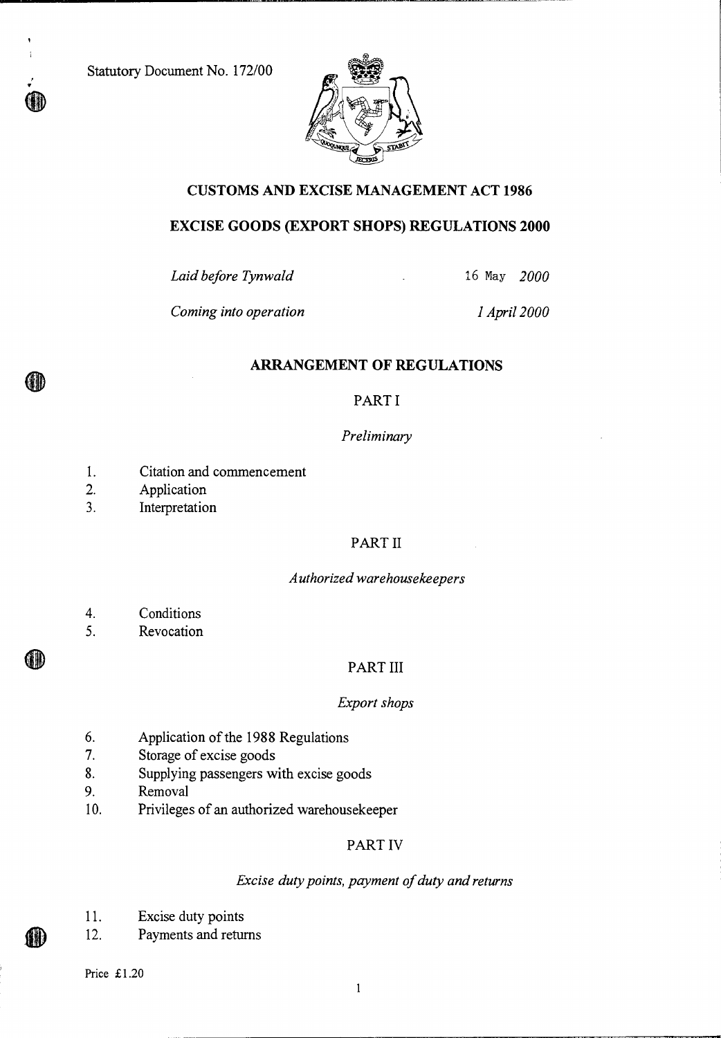Statutory Document No. 172/00

# CUSTOMS AND EXCISE MANAGEMENT ACT 1986

## EXCISE GOODS (EXPORT SHOPS) REGULATIONS 2000

| | |
|---|---|
| *Laid before Tynwald* | 16 May *2000* |
| *Coming into operation* | *1 April 2000* |

## ARRANGEMENT OF REGULATIONS

### PART I

*Preliminary*

1. Citation and commencement
2. Application
3. Interpretation

### PART II

*Authorized warehousekeepers*

4. Conditions
5. Revocation

### PART III

*Export shops*

6. Application of the 1988 Regulations
7. Storage of excise goods
8. Supplying passengers with excise goods
9. Removal
10. Privileges of an authorized warehousekeeper

### PART IV

*Excise duty points, payment of duty and returns*

11. Excise duty points
12. Payments and returns

Price £1.20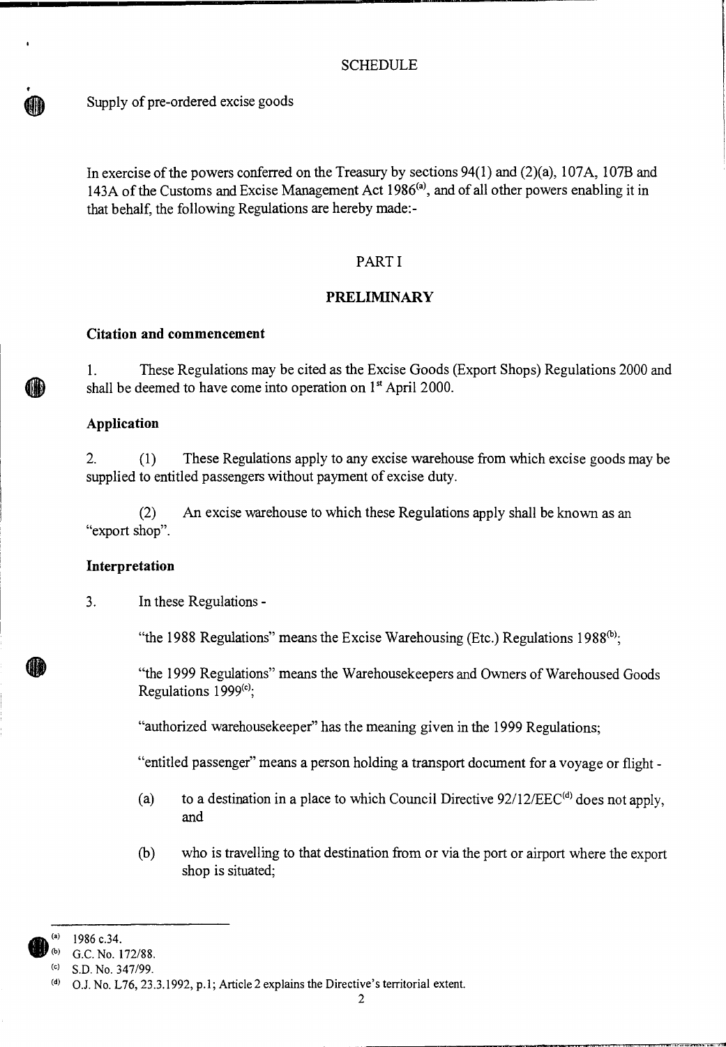SCHEDULE

Supply of pre-ordered excise goods

In exercise of the powers conferred on the Treasury by sections 94(1) and (2)(a), 107A, 107B and 143A of the Customs and Excise Management Act 1986[(a)], and of all other powers enabling it in that behalf, the following Regulations are hereby made:-

## PART I

## PRELIMINARY

### Citation and commencement

1. These Regulations may be cited as the Excise Goods (Export Shops) Regulations 2000 and shall be deemed to have come into operation on 1st April 2000.

### Application

2. (1) These Regulations apply to any excise warehouse from which excise goods may be supplied to entitled passengers without payment of excise duty.

(2) An excise warehouse to which these Regulations apply shall be known as an "export shop".

### Interpretation

3. In these Regulations -

"the 1988 Regulations" means the Excise Warehousing (Etc.) Regulations 1988[(b)];

"the 1999 Regulations" means the Warehousekeepers and Owners of Warehoused Goods Regulations 1999[(c)];

"authorized warehousekeeper" has the meaning given in the 1999 Regulations;

"entitled passenger" means a person holding a transport document for a voyage or flight -

(a) to a destination in a place to which Council Directive 92/12/EEC[(d)] does not apply, and

(b) who is travelling to that destination from or via the port or airport where the export shop is situated;

---

(a) 1986 c.34.

(b) G.C. No. 172/88.

(c) S.D. No. 347/99.

(d) O.J. No. L76, 23.3.1992, p.1; Article 2 explains the Directive's territorial extent.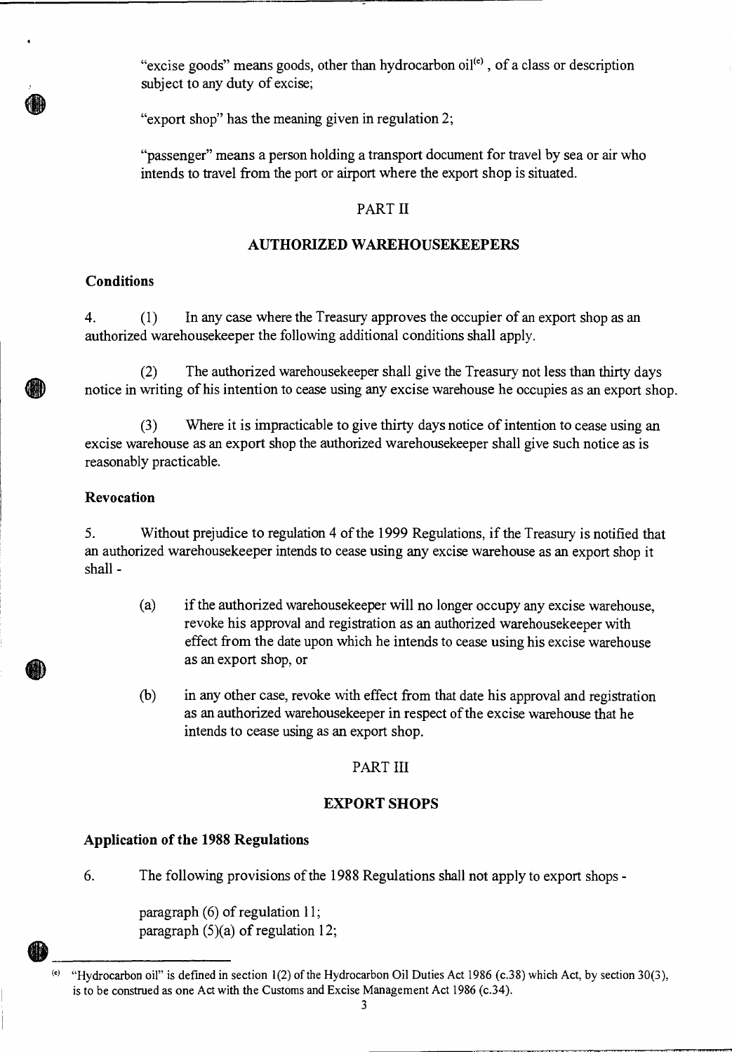"excise goods" means goods, other than hydrocarbon oil[e], of a class or description subject to any duty of excise;

"export shop" has the meaning given in regulation 2;

"passenger" means a person holding a transport document for travel by sea or air who intends to travel from the port or airport where the export shop is situated.

## PART II

## AUTHORIZED WAREHOUSEKEEPERS

**Conditions**

4. (1) In any case where the Treasury approves the occupier of an export shop as an authorized warehousekeeper the following additional conditions shall apply.

(2) The authorized warehousekeeper shall give the Treasury not less than thirty days notice in writing of his intention to cease using any excise warehouse he occupies as an export shop.

(3) Where it is impracticable to give thirty days notice of intention to cease using an excise warehouse as an export shop the authorized warehousekeeper shall give such notice as is reasonably practicable.

**Revocation**

5. Without prejudice to regulation 4 of the 1999 Regulations, if the Treasury is notified that an authorized warehousekeeper intends to cease using any excise warehouse as an export shop it shall -

(a) if the authorized warehousekeeper will no longer occupy any excise warehouse, revoke his approval and registration as an authorized warehousekeeper with effect from the date upon which he intends to cease using his excise warehouse as an export shop, or

(b) in any other case, revoke with effect from that date his approval and registration as an authorized warehousekeeper in respect of the excise warehouse that he intends to cease using as an export shop.

## PART III

## EXPORT SHOPS

**Application of the 1988 Regulations**

6. The following provisions of the 1988 Regulations shall not apply to export shops -

paragraph (6) of regulation 11;
paragraph (5)(a) of regulation 12;

---

[e] "Hydrocarbon oil" is defined in section 1(2) of the Hydrocarbon Oil Duties Act 1986 (c.38) which Act, by section 30(3), is to be construed as one Act with the Customs and Excise Management Act 1986 (c.34).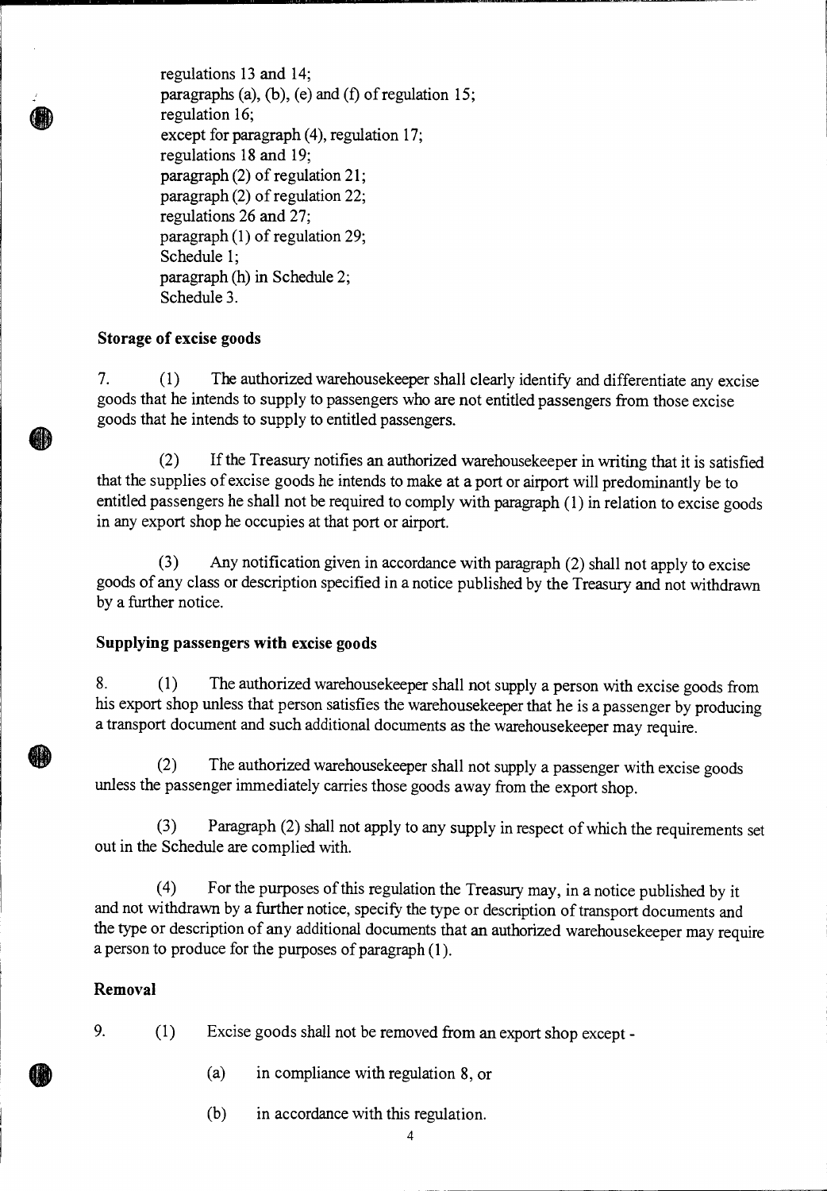regulations 13 and 14;
paragraphs (a), (b), (e) and (f) of regulation 15;
regulation 16;
except for paragraph (4), regulation 17;
regulations 18 and 19;
paragraph (2) of regulation 21;
paragraph (2) of regulation 22;
regulations 26 and 27;
paragraph (1) of regulation 29;
Schedule 1;
paragraph (h) in Schedule 2;
Schedule 3.

**Storage of excise goods**

7. (1) The authorized warehousekeeper shall clearly identify and differentiate any excise goods that he intends to supply to passengers who are not entitled passengers from those excise goods that he intends to supply to entitled passengers.

(2) If the Treasury notifies an authorized warehousekeeper in writing that it is satisfied that the supplies of excise goods he intends to make at a port or airport will predominantly be to entitled passengers he shall not be required to comply with paragraph (1) in relation to excise goods in any export shop he occupies at that port or airport.

(3) Any notification given in accordance with paragraph (2) shall not apply to excise goods of any class or description specified in a notice published by the Treasury and not withdrawn by a further notice.

**Supplying passengers with excise goods**

8. (1) The authorized warehousekeeper shall not supply a person with excise goods from his export shop unless that person satisfies the warehousekeeper that he is a passenger by producing a transport document and such additional documents as the warehousekeeper may require.

(2) The authorized warehousekeeper shall not supply a passenger with excise goods unless the passenger immediately carries those goods away from the export shop.

(3) Paragraph (2) shall not apply to any supply in respect of which the requirements set out in the Schedule are complied with.

(4) For the purposes of this regulation the Treasury may, in a notice published by it and not withdrawn by a further notice, specify the type or description of transport documents and the type or description of any additional documents that an authorized warehousekeeper may require a person to produce for the purposes of paragraph (1).

**Removal**

9. (1) Excise goods shall not be removed from an export shop except -

(a) in compliance with regulation 8, or

(b) in accordance with this regulation.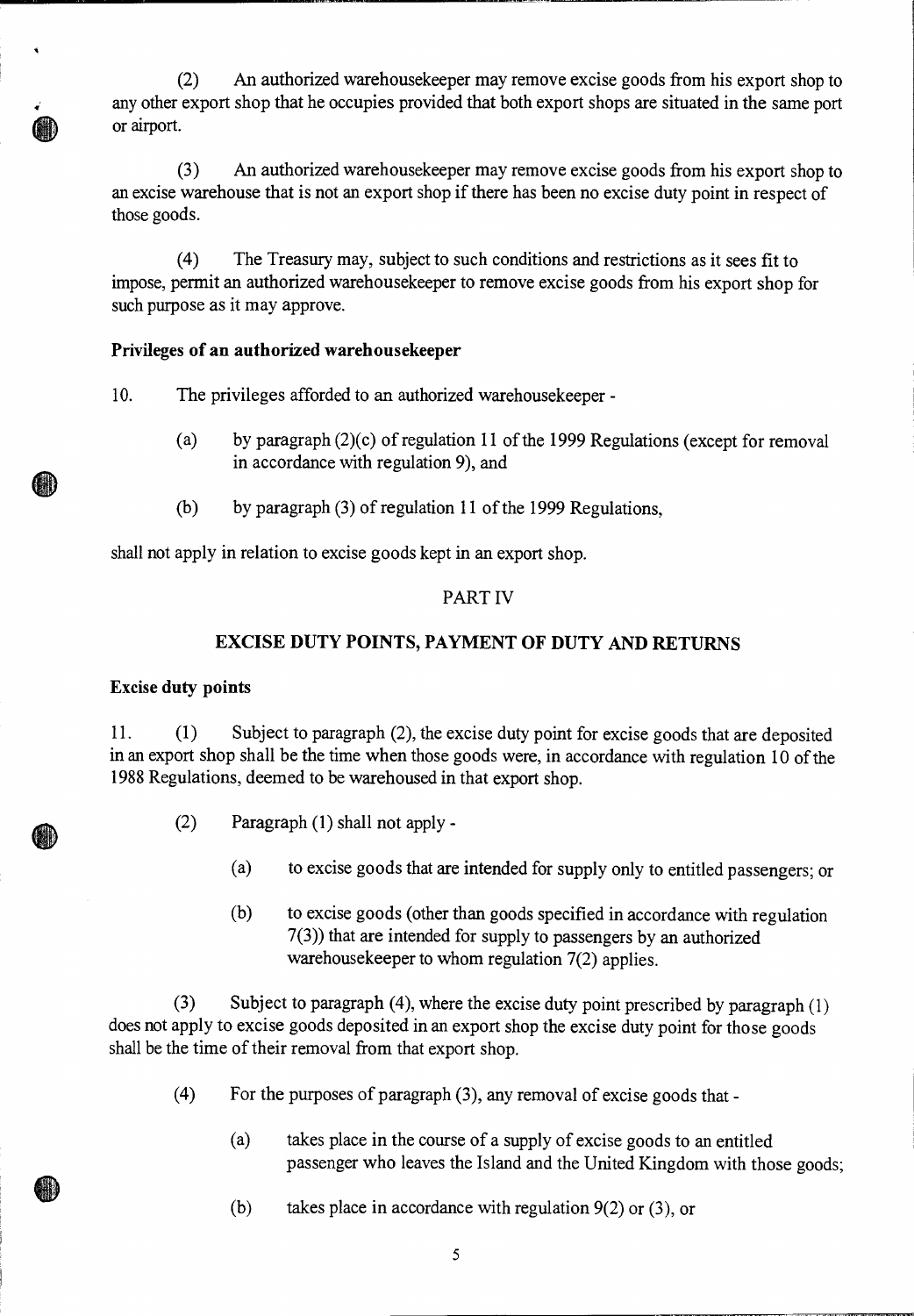(2) An authorized warehousekeeper may remove excise goods from his export shop to any other export shop that he occupies provided that both export shops are situated in the same port or airport.

(3) An authorized warehousekeeper may remove excise goods from his export shop to an excise warehouse that is not an export shop if there has been no excise duty point in respect of those goods.

(4) The Treasury may, subject to such conditions and restrictions as it sees fit to impose, permit an authorized warehousekeeper to remove excise goods from his export shop for such purpose as it may approve.

**Privileges of an authorized warehousekeeper**

10. The privileges afforded to an authorized warehousekeeper -

- (a) by paragraph (2)(c) of regulation 11 of the 1999 Regulations (except for removal in accordance with regulation 9), and
- (b) by paragraph (3) of regulation 11 of the 1999 Regulations,

shall not apply in relation to excise goods kept in an export shop.

PART IV

**EXCISE DUTY POINTS, PAYMENT OF DUTY AND RETURNS**

**Excise duty points**

11. (1) Subject to paragraph (2), the excise duty point for excise goods that are deposited in an export shop shall be the time when those goods were, in accordance with regulation 10 of the 1988 Regulations, deemed to be warehoused in that export shop.

(2) Paragraph (1) shall not apply -

- (a) to excise goods that are intended for supply only to entitled passengers; or
- (b) to excise goods (other than goods specified in accordance with regulation 7(3)) that are intended for supply to passengers by an authorized warehousekeeper to whom regulation 7(2) applies.

(3) Subject to paragraph (4), where the excise duty point prescribed by paragraph (1) does not apply to excise goods deposited in an export shop the excise duty point for those goods shall be the time of their removal from that export shop.

(4) For the purposes of paragraph (3), any removal of excise goods that -

- (a) takes place in the course of a supply of excise goods to an entitled passenger who leaves the Island and the United Kingdom with those goods;
- (b) takes place in accordance with regulation 9(2) or (3), or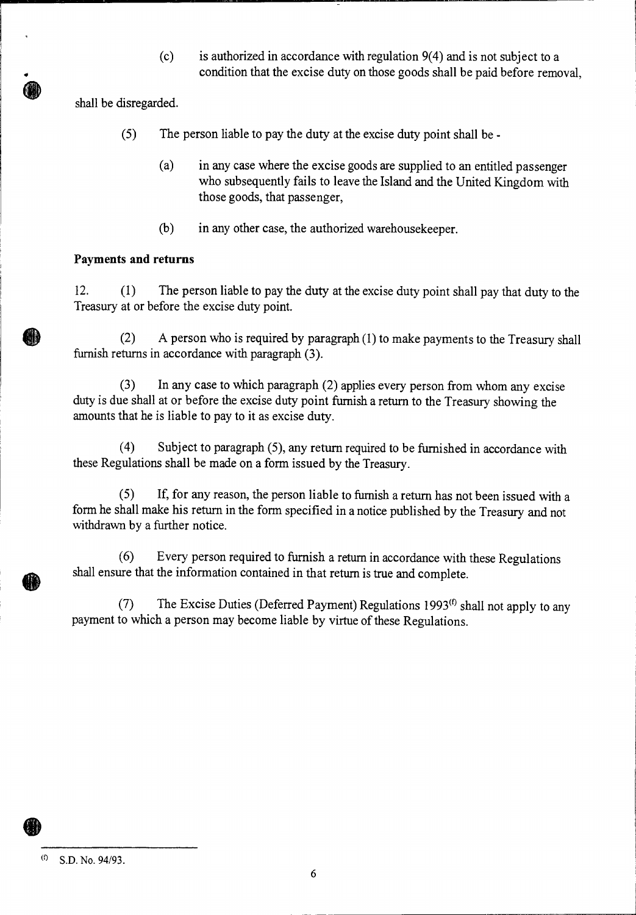(c) is authorized in accordance with regulation 9(4) and is not subject to a condition that the excise duty on those goods shall be paid before removal,

shall be disregarded.

(5) The person liable to pay the duty at the excise duty point shall be -

(a) in any case where the excise goods are supplied to an entitled passenger who subsequently fails to leave the Island and the United Kingdom with those goods, that passenger,

(b) in any other case, the authorized warehousekeeper.

**Payments and returns**

12. (1) The person liable to pay the duty at the excise duty point shall pay that duty to the Treasury at or before the excise duty point.

(2) A person who is required by paragraph (1) to make payments to the Treasury shall furnish returns in accordance with paragraph (3).

(3) In any case to which paragraph (2) applies every person from whom any excise duty is due shall at or before the excise duty point furnish a return to the Treasury showing the amounts that he is liable to pay to it as excise duty.

(4) Subject to paragraph (5), any return required to be furnished in accordance with these Regulations shall be made on a form issued by the Treasury.

(5) If, for any reason, the person liable to furnish a return has not been issued with a form he shall make his return in the form specified in a notice published by the Treasury and not withdrawn by a further notice.

(6) Every person required to furnish a return in accordance with these Regulations shall ensure that the information contained in that return is true and complete.

(7) The Excise Duties (Deferred Payment) Regulations 1993[f] shall not apply to any payment to which a person may become liable by virtue of these Regulations.

---

[f] S.D. No. 94/93.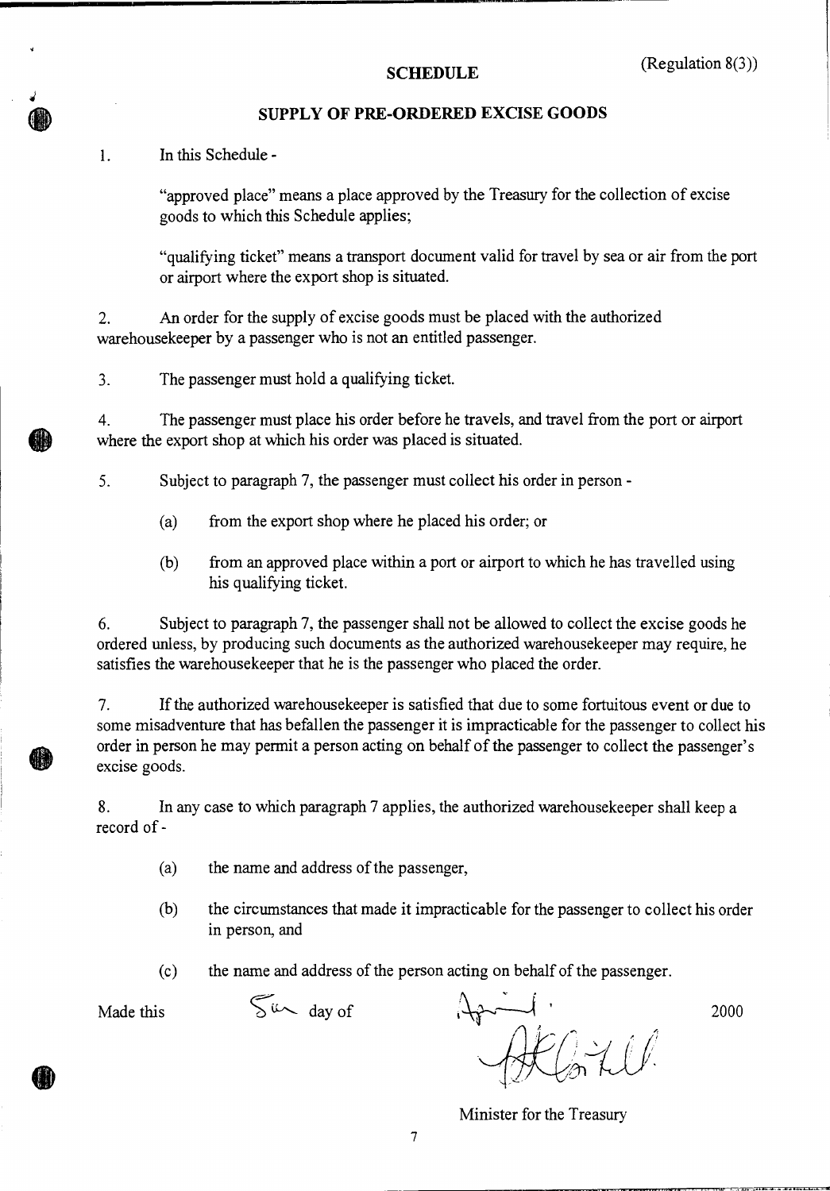## SCHEDULE

(Regulation 8(3))

### SUPPLY OF PRE-ORDERED EXCISE GOODS

1. In this Schedule -

   "approved place" means a place approved by the Treasury for the collection of excise goods to which this Schedule applies;

   "qualifying ticket" means a transport document valid for travel by sea or air from the port or airport where the export shop is situated.

2. An order for the supply of excise goods must be placed with the authorized warehousekeeper by a passenger who is not an entitled passenger.

3. The passenger must hold a qualifying ticket.

4. The passenger must place his order before he travels, and travel from the port or airport where the export shop at which his order was placed is situated.

5. Subject to paragraph 7, the passenger must collect his order in person -

   (a) from the export shop where he placed his order; or

   (b) from an approved place within a port or airport to which he has travelled using his qualifying ticket.

6. Subject to paragraph 7, the passenger shall not be allowed to collect the excise goods he ordered unless, by producing such documents as the authorized warehousekeeper may require, he satisfies the warehousekeeper that he is the passenger who placed the order.

7. If the authorized warehousekeeper is satisfied that due to some fortuitous event or due to some misadventure that has befallen the passenger it is impracticable for the passenger to collect his order in person he may permit a person acting on behalf of the passenger to collect the passenger's excise goods.

8. In any case to which paragraph 7 applies, the authorized warehousekeeper shall keep a record of -

   (a) the name and address of the passenger,

   (b) the circumstances that made it impracticable for the passenger to collect his order in person, and

   (c) the name and address of the person acting on behalf of the passenger.

Made this 5th day of April, 2000

Minister for the Treasury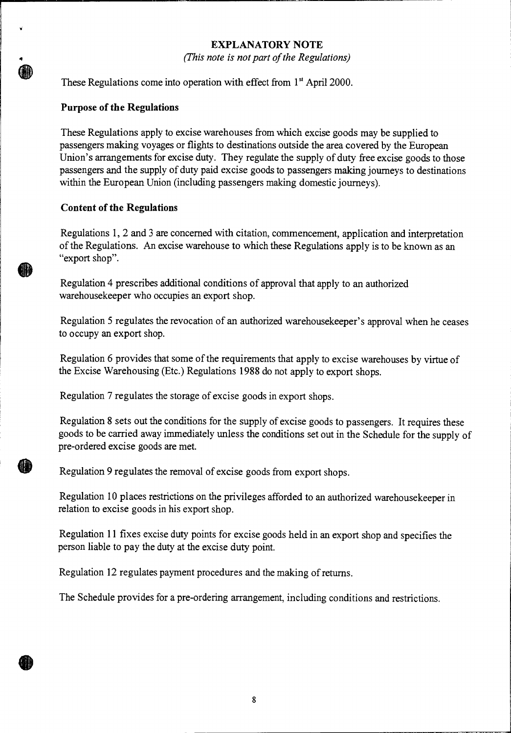## EXPLANATORY NOTE

*(This note is not part of the Regulations)*

These Regulations come into operation with effect from 1st April 2000.

### Purpose of the Regulations

These Regulations apply to excise warehouses from which excise goods may be supplied to passengers making voyages or flights to destinations outside the area covered by the European Union's arrangements for excise duty. They regulate the supply of duty free excise goods to those passengers and the supply of duty paid excise goods to passengers making journeys to destinations within the European Union (including passengers making domestic journeys).

### Content of the Regulations

Regulations 1, 2 and 3 are concerned with citation, commencement, application and interpretation of the Regulations. An excise warehouse to which these Regulations apply is to be known as an "export shop".

Regulation 4 prescribes additional conditions of approval that apply to an authorized warehousekeeper who occupies an export shop.

Regulation 5 regulates the revocation of an authorized warehousekeeper's approval when he ceases to occupy an export shop.

Regulation 6 provides that some of the requirements that apply to excise warehouses by virtue of the Excise Warehousing (Etc.) Regulations 1988 do not apply to export shops.

Regulation 7 regulates the storage of excise goods in export shops.

Regulation 8 sets out the conditions for the supply of excise goods to passengers. It requires these goods to be carried away immediately unless the conditions set out in the Schedule for the supply of pre-ordered excise goods are met.

Regulation 9 regulates the removal of excise goods from export shops.

Regulation 10 places restrictions on the privileges afforded to an authorized warehousekeeper in relation to excise goods in his export shop.

Regulation 11 fixes excise duty points for excise goods held in an export shop and specifies the person liable to pay the duty at the excise duty point.

Regulation 12 regulates payment procedures and the making of returns.

The Schedule provides for a pre-ordering arrangement, including conditions and restrictions.